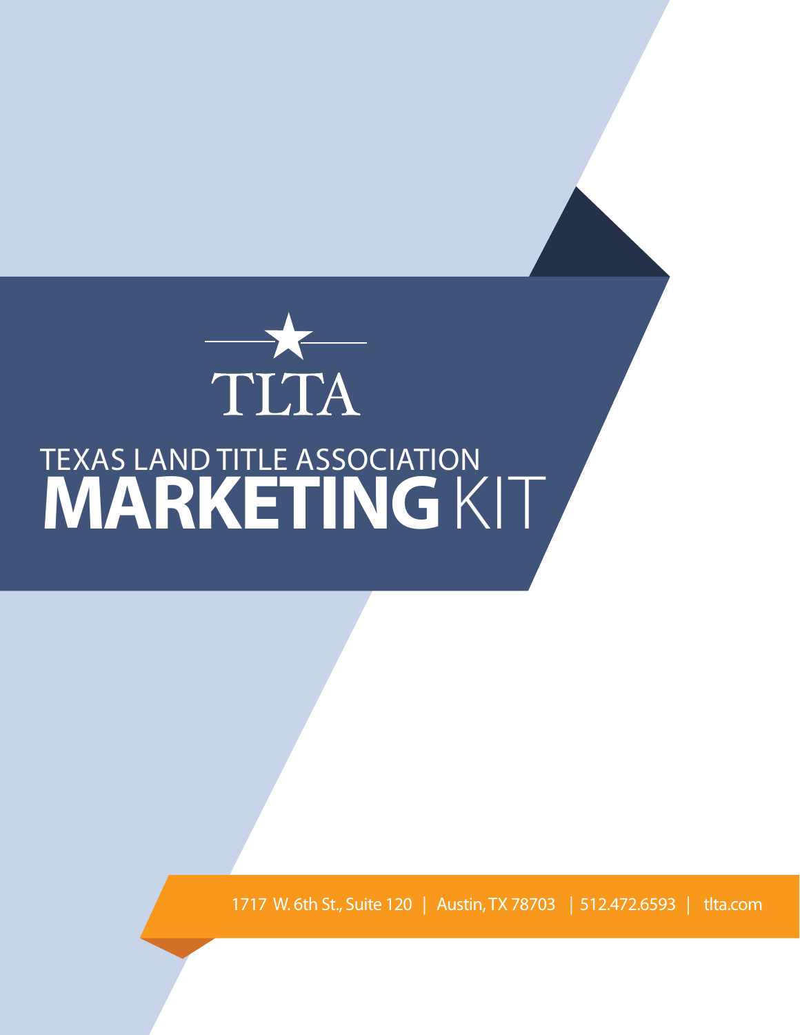TLTA

# TEXAS LAND TITLE ASSOCIATION MARKETING KIT

1717 W. 6th St., Suite 120 | Austin, TX 78703 | 512.472.6593 | tlta.com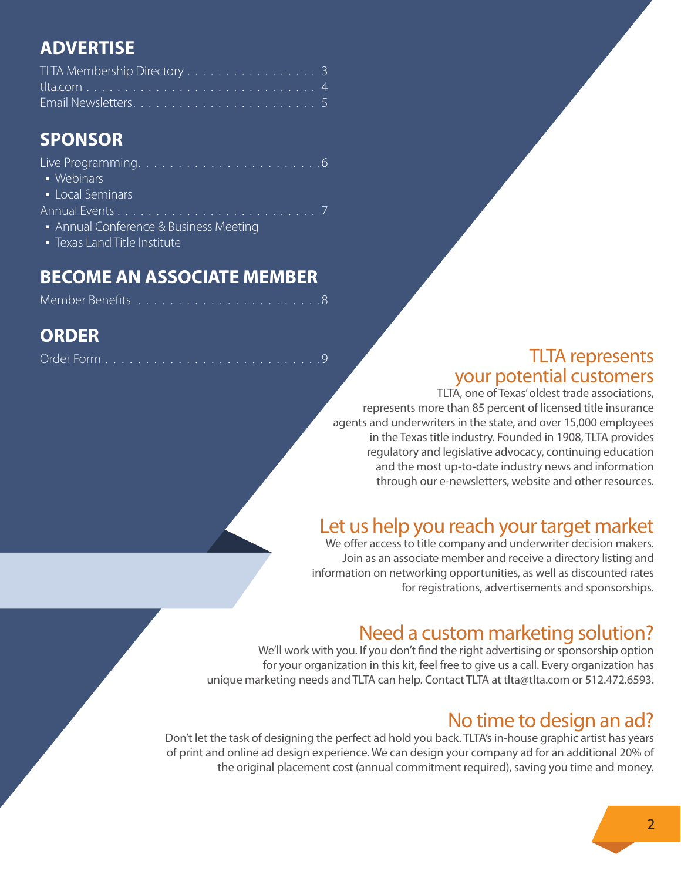## ADVERTISE

TLTA Membership Directory . . . . . . . . . . . . . . . . . 3
tlta.com . . . . . . . . . . . . . . . . . . . . . . . . . . . . 4
Email Newsletters. . . . . . . . . . . . . . . . . . . . . . . 5

## SPONSOR

Live Programming. . . . . . . . . . . . . . . . . . . . . . . .6
- Webinars
- Local Seminars

Annual Events . . . . . . . . . . . . . . . . . . . . . . . . . 7
- Annual Conference & Business Meeting
- Texas Land Title Institute

## BECOME AN ASSOCIATE MEMBER

Member Benefits . . . . . . . . . . . . . . . . . . . . . . . .8

## ORDER

Order Form . . . . . . . . . . . . . . . . . . . . . . . . . . .9

## TLTA represents your potential customers

TLTA, one of Texas' oldest trade associations, represents more than 85 percent of licensed title insurance agents and underwriters in the state, and over 15,000 employees in the Texas title industry. Founded in 1908, TLTA provides regulatory and legislative advocacy, continuing education and the most up-to-date industry news and information through our e-newsletters, website and other resources.

## Let us help you reach your target market

We offer access to title company and underwriter decision makers. Join as an associate member and receive a directory listing and information on networking opportunities, as well as discounted rates for registrations, advertisements and sponsorships.

## Need a custom marketing solution?

We'll work with you. If you don't find the right advertising or sponsorship option for your organization in this kit, feel free to give us a call. Every organization has unique marketing needs and TLTA can help. Contact TLTA at tlta@tlta.com or 512.472.6593.

## No time to design an ad?

Don't let the task of designing the perfect ad hold you back. TLTA's in-house graphic artist has years of print and online ad design experience. We can design your company ad for an additional 20% of the original placement cost (annual commitment required), saving you time and money.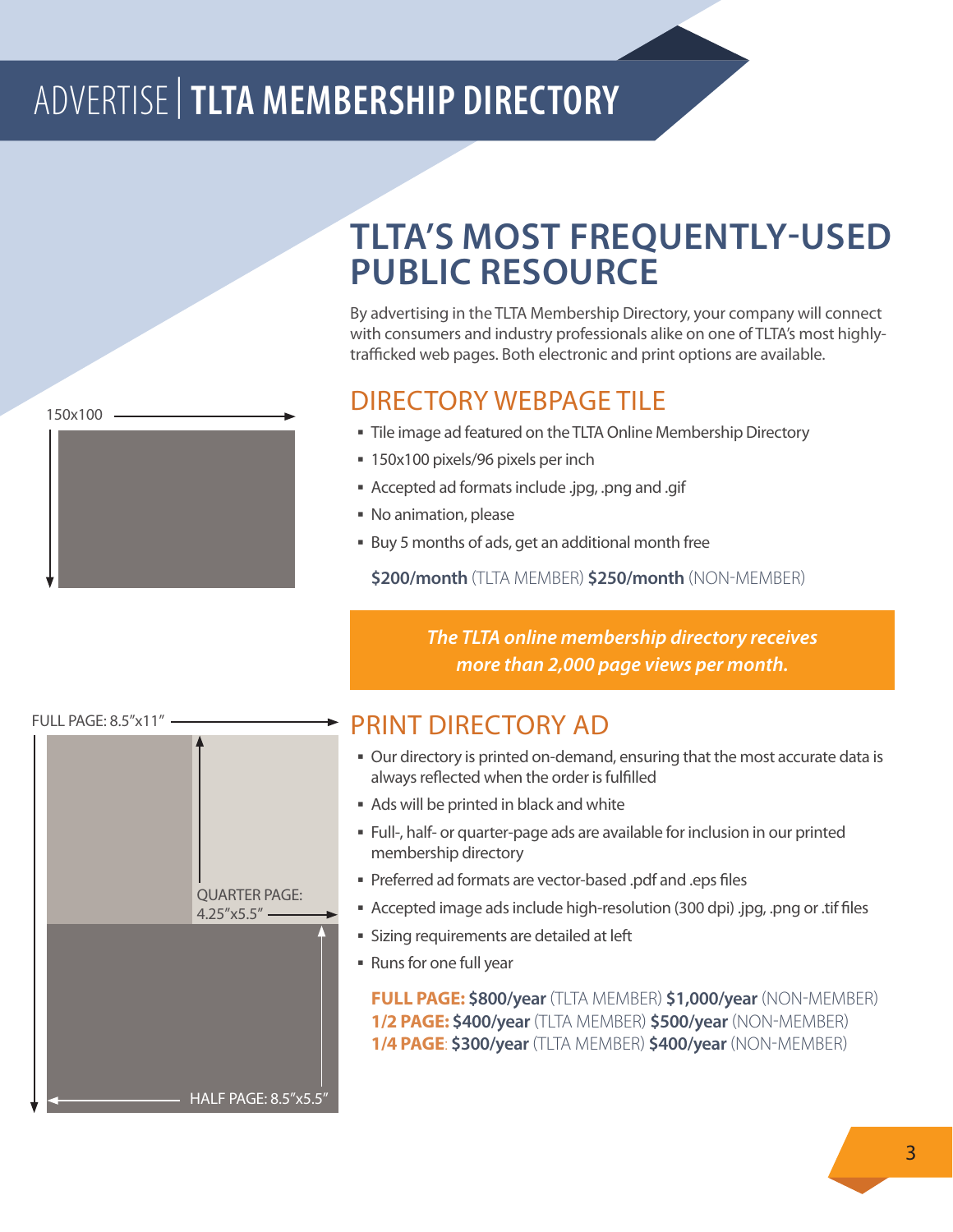# ADVERTISE | TLTA MEMBERSHIP DIRECTORY

## TLTA'S MOST FREQUENTLY-USED PUBLIC RESOURCE

By advertising in the TLTA Membership Directory, your company will connect with consumers and industry professionals alike on one of TLTA's most highly-trafficked web pages. Both electronic and print options are available.

150x100

### DIRECTORY WEBPAGE TILE

- Tile image ad featured on the TLTA Online Membership Directory
- 150x100 pixels/96 pixels per inch
- Accepted ad formats include .jpg, .png and .gif
- No animation, please
- Buy 5 months of ads, get an additional month free

**$200/month** (TLTA MEMBER) **$250/month** (NON-MEMBER)

***The TLTA online membership directory receives more than 2,000 page views per month.***

FULL PAGE: 8.5"x11"

QUARTER PAGE: 4.25"x5.5"

HALF PAGE: 8.5"x5.5"

### PRINT DIRECTORY AD

- Our directory is printed on-demand, ensuring that the most accurate data is always reflected when the order is fulfilled
- Ads will be printed in black and white
- Full-, half- or quarter-page ads are available for inclusion in our printed membership directory
- Preferred ad formats are vector-based .pdf and .eps files
- Accepted image ads include high-resolution (300 dpi) .jpg, .png or .tif files
- Sizing requirements are detailed at left
- Runs for one full year

**FULL PAGE: $800/year** (TLTA MEMBER) **$1,000/year** (NON-MEMBER)
**1/2 PAGE: $400/year** (TLTA MEMBER) **$500/year** (NON-MEMBER)
**1/4 PAGE: $300/year** (TLTA MEMBER) **$400/year** (NON-MEMBER)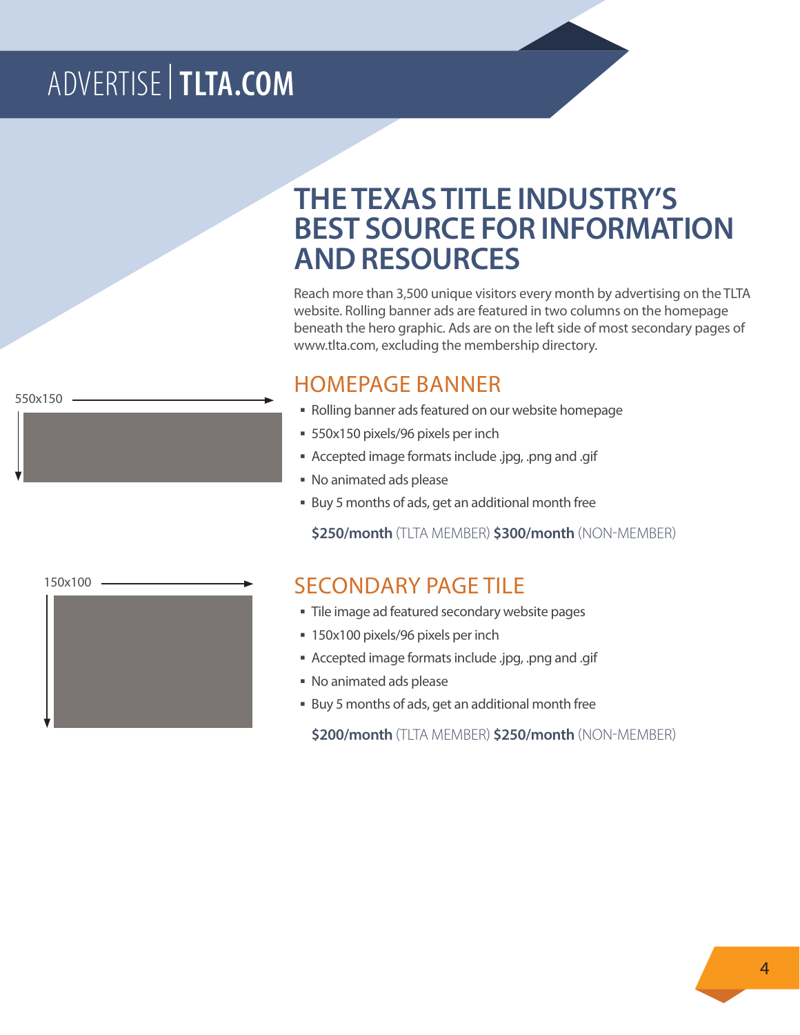# ADVERTISE | TLTA.COM

## THE TEXAS TITLE INDUSTRY'S BEST SOURCE FOR INFORMATION AND RESOURCES

Reach more than 3,500 unique visitors every month by advertising on the TLTA website. Rolling banner ads are featured in two columns on the homepage beneath the hero graphic. Ads are on the left side of most secondary pages of www.tlta.com, excluding the membership directory.

550x150

### HOMEPAGE BANNER

- Rolling banner ads featured on our website homepage
- 550x150 pixels/96 pixels per inch
- Accepted image formats include .jpg, .png and .gif
- No animated ads please
- Buy 5 months of ads, get an additional month free

**$250/month** (TLTA MEMBER) **$300/month** (NON-MEMBER)

150x100

### SECONDARY PAGE TILE

- Tile image ad featured secondary website pages
- 150x100 pixels/96 pixels per inch
- Accepted image formats include .jpg, .png and .gif
- No animated ads please
- Buy 5 months of ads, get an additional month free

**$200/month** (TLTA MEMBER) **$250/month** (NON-MEMBER)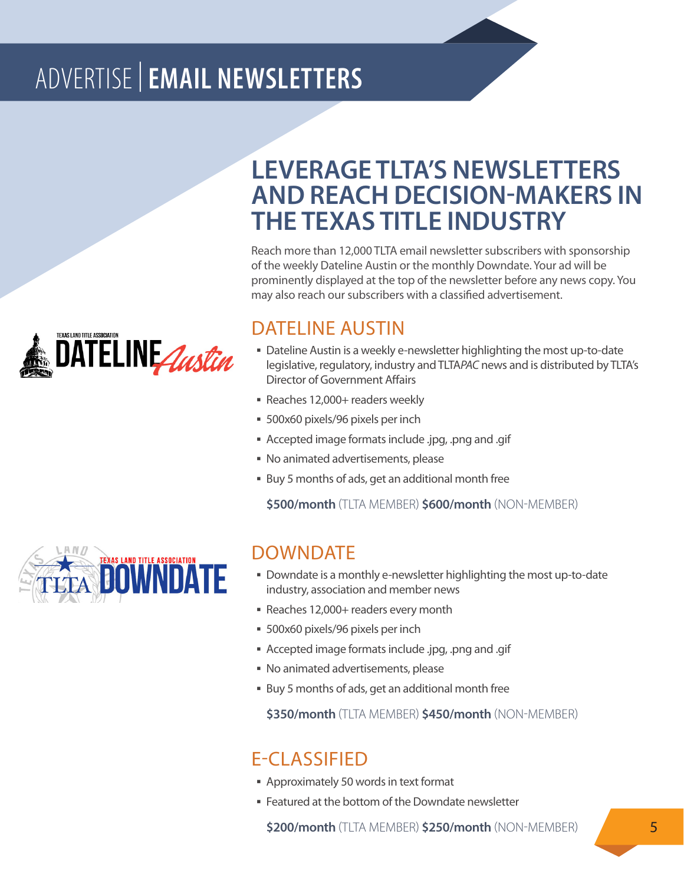# ADVERTISE | EMAIL NEWSLETTERS

## LEVERAGE TLTA'S NEWSLETTERS AND REACH DECISION-MAKERS IN THE TEXAS TITLE INDUSTRY

Reach more than 12,000 TLTA email newsletter subscribers with sponsorship of the weekly Dateline Austin or the monthly Downdate. Your ad will be prominently displayed at the top of the newsletter before any news copy. You may also reach our subscribers with a classified advertisement.

### DATELINE AUSTIN

- Dateline Austin is a weekly e-newsletter highlighting the most up-to-date legislative, regulatory, industry and TLTA*PAC* news and is distributed by TLTA's Director of Government Affairs
- Reaches 12,000+ readers weekly
- 500x60 pixels/96 pixels per inch
- Accepted image formats include .jpg, .png and .gif
- No animated advertisements, please
- Buy 5 months of ads, get an additional month free

**$500/month** (TLTA MEMBER) **$600/month** (NON-MEMBER)

### DOWNDATE

- Downdate is a monthly e-newsletter highlighting the most up-to-date industry, association and member news
- Reaches 12,000+ readers every month
- 500x60 pixels/96 pixels per inch
- Accepted image formats include .jpg, .png and .gif
- No animated advertisements, please
- Buy 5 months of ads, get an additional month free

**$350/month** (TLTA MEMBER) **$450/month** (NON-MEMBER)

### E-CLASSIFIED

- Approximately 50 words in text format
- Featured at the bottom of the Downdate newsletter

**$200/month** (TLTA MEMBER) **$250/month** (NON-MEMBER)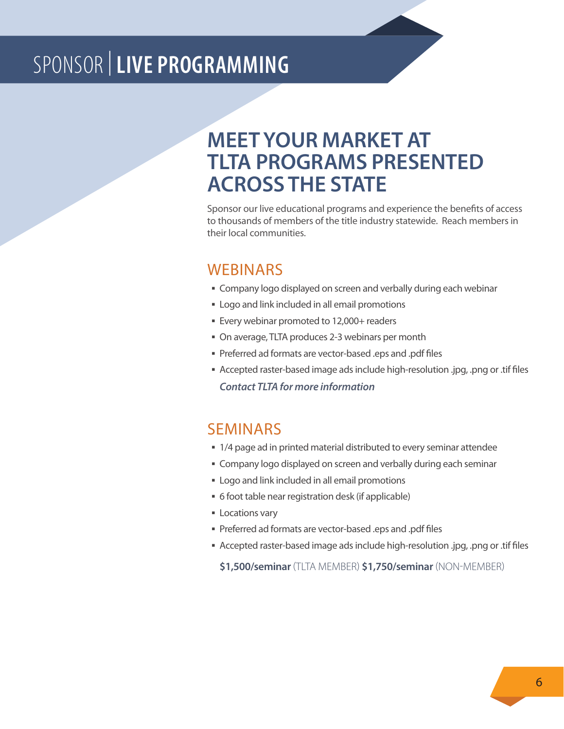# SPONSOR | **LIVE PROGRAMMING**

## MEET YOUR MARKET AT TLTA PROGRAMS PRESENTED ACROSS THE STATE

Sponsor our live educational programs and experience the benefits of access to thousands of members of the title industry statewide. Reach members in their local communities.

### WEBINARS

- Company logo displayed on screen and verbally during each webinar
- Logo and link included in all email promotions
- Every webinar promoted to 12,000+ readers
- On average, TLTA produces 2-3 webinars per month
- Preferred ad formats are vector-based .eps and .pdf files
- Accepted raster-based image ads include high-resolution .jpg, .png or .tif files

***Contact TLTA for more information***

### SEMINARS

- 1/4 page ad in printed material distributed to every seminar attendee
- Company logo displayed on screen and verbally during each seminar
- Logo and link included in all email promotions
- 6 foot table near registration desk (if applicable)
- Locations vary
- Preferred ad formats are vector-based .eps and .pdf files
- Accepted raster-based image ads include high-resolution .jpg, .png or .tif files

**$1,500/seminar** (TLTA MEMBER) **$1,750/seminar** (NON-MEMBER)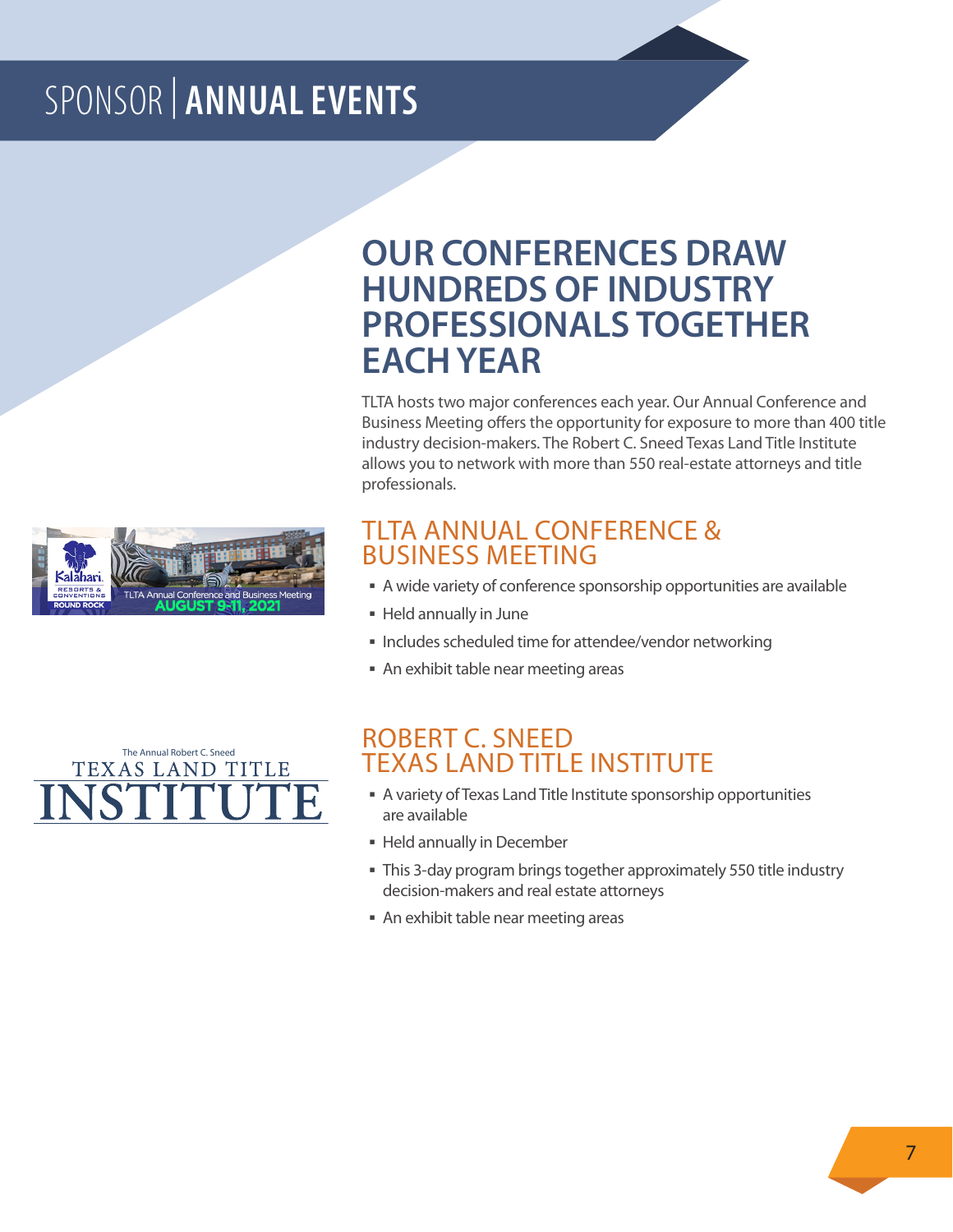# SPONSOR | ANNUAL EVENTS

## OUR CONFERENCES DRAW HUNDREDS OF INDUSTRY PROFESSIONALS TOGETHER EACH YEAR

TLTA hosts two major conferences each year. Our Annual Conference and Business Meeting offers the opportunity for exposure to more than 400 title industry decision-makers. The Robert C. Sneed Texas Land Title Institute allows you to network with more than 550 real-estate attorneys and title professionals.

### TLTA ANNUAL CONFERENCE & BUSINESS MEETING

- A wide variety of conference sponsorship opportunities are available
- Held annually in June
- Includes scheduled time for attendee/vendor networking
- An exhibit table near meeting areas

### ROBERT C. SNEED TEXAS LAND TITLE INSTITUTE

- A variety of Texas Land Title Institute sponsorship opportunities are available
- Held annually in December
- This 3-day program brings together approximately 550 title industry decision-makers and real estate attorneys
- An exhibit table near meeting areas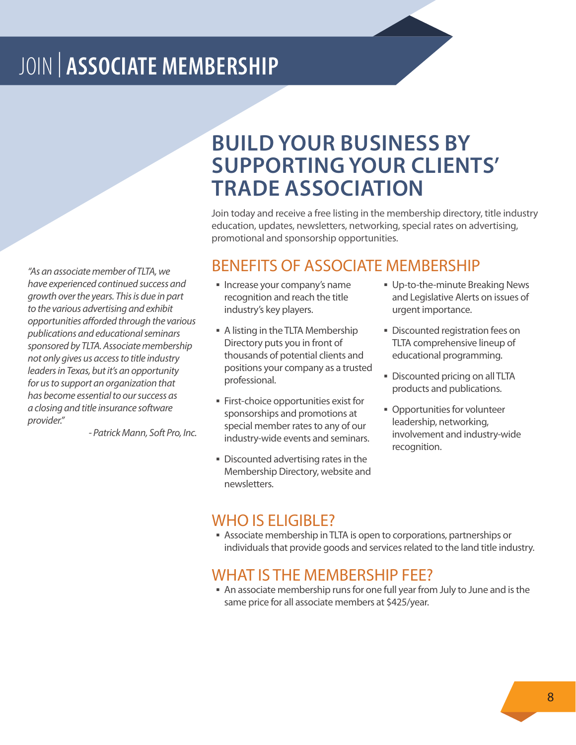# JOIN | ASSOCIATE MEMBERSHIP

## BUILD YOUR BUSINESS BY SUPPORTING YOUR CLIENTS' TRADE ASSOCIATION

Join today and receive a free listing in the membership directory, title industry education, updates, newsletters, networking, special rates on advertising, promotional and sponsorship opportunities.

*"As an associate member of TLTA, we have experienced continued success and growth over the years. This is due in part to the various advertising and exhibit opportunities afforded through the various publications and educational seminars sponsored by TLTA. Associate membership not only gives us access to title industry leaders in Texas, but it's an opportunity for us to support an organization that has become essential to our success as a closing and title insurance software provider."*

*- Patrick Mann, Soft Pro, Inc.*

### BENEFITS OF ASSOCIATE MEMBERSHIP

- Increase your company's name recognition and reach the title industry's key players.
- A listing in the TLTA Membership Directory puts you in front of thousands of potential clients and positions your company as a trusted professional.
- First-choice opportunities exist for sponsorships and promotions at special member rates to any of our industry-wide events and seminars.
- Discounted advertising rates in the Membership Directory, website and newsletters.
- Up-to-the-minute Breaking News and Legislative Alerts on issues of urgent importance.
- Discounted registration fees on TLTA comprehensive lineup of educational programming.
- Discounted pricing on all TLTA products and publications.
- Opportunities for volunteer leadership, networking, involvement and industry-wide recognition.

### WHO IS ELIGIBLE?

- Associate membership in TLTA is open to corporations, partnerships or individuals that provide goods and services related to the land title industry.

### WHAT IS THE MEMBERSHIP FEE?

- An associate membership runs for one full year from July to June and is the same price for all associate members at $425/year.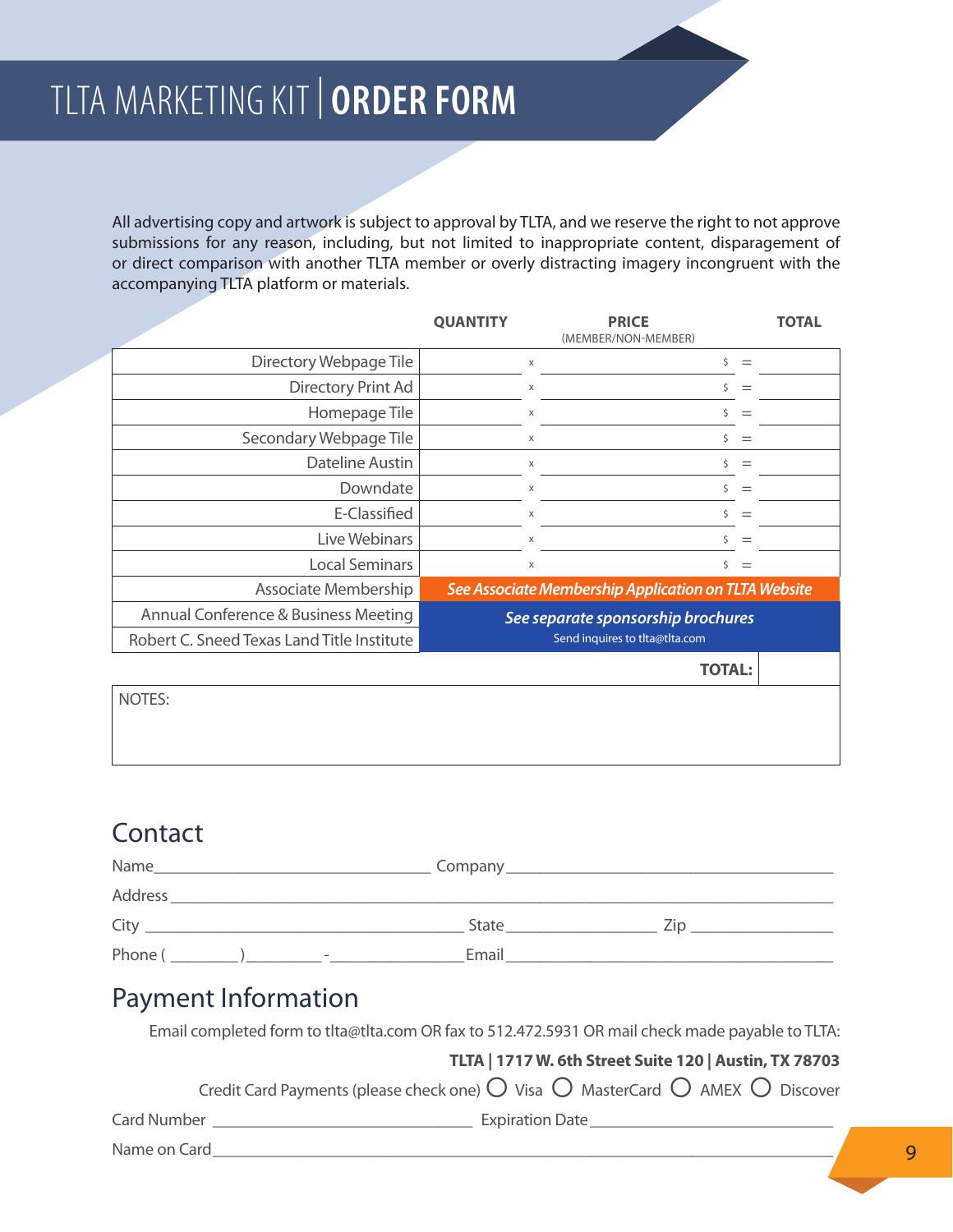# TLTA MARKETING KIT | **ORDER FORM**

All advertising copy and artwork is subject to approval by TLTA, and we reserve the right to not approve submissions for any reason, including, but not limited to inappropriate content, disparagement of or direct comparison with another TLTA member or overly distracting imagery incongruent with the accompanying TLTA platform or materials.

| | QUANTITY | | PRICE (MEMBER/NON-MEMBER) | | TOTAL |
|---|---|---|---|---|---|
| Directory Webpage Tile | | x | $ | = | |
| Directory Print Ad | | x | $ | = | |
| Homepage Tile | | x | $ | = | |
| Secondary Webpage Tile | | x | $ | = | |
| Dateline Austin | | x | $ | = | |
| Downdate | | x | $ | = | |
| E-Classified | | x | $ | = | |
| Live Webinars | | x | $ | = | |
| Local Seminars | | x | $ | = | |
| Associate Membership | *See Associate Membership Application on TLTA Website* | | | | |
| Annual Conference & Business Meeting | *See separate sponsorship brochures* Send inquires to tlta@tlta.com | | | | |
| Robert C. Sneed Texas Land Title Institute | | | | | |
| | | | | **TOTAL:** | |

NOTES:

## Contact

Name\_\_\_\_\_\_\_\_\_\_\_\_\_\_\_\_\_\_\_\_ Company\_\_\_\_\_\_\_\_\_\_\_\_\_\_\_\_\_\_\_\_

Address\_\_\_\_\_\_\_\_\_\_\_\_\_\_\_\_\_\_\_\_\_\_\_\_\_\_\_\_\_\_\_\_\_\_\_\_\_\_\_\_

City\_\_\_\_\_\_\_\_\_\_\_\_\_\_\_\_\_\_\_\_ State\_\_\_\_\_\_\_\_\_\_ Zip\_\_\_\_\_\_\_\_\_\_

Phone (\_\_\_\_\_\_)\_\_\_\_\_\_-\_\_\_\_\_\_\_\_ Email\_\_\_\_\_\_\_\_\_\_\_\_\_\_\_\_\_\_\_\_

## Payment Information

Email completed form to tlta@tlta.com OR fax to 512.472.5931 OR mail check made payable to TLTA:

**TLTA | 1717 W. 6th Street Suite 120 | Austin, TX 78703**

Credit Card Payments (please check one) ◯ Visa ◯ MasterCard ◯ AMEX ◯ Discover

Card Number\_\_\_\_\_\_\_\_\_\_\_\_\_\_\_\_\_\_\_\_ Expiration Date\_\_\_\_\_\_\_\_\_\_\_\_\_\_\_\_\_\_\_\_

Name on Card\_\_\_\_\_\_\_\_\_\_\_\_\_\_\_\_\_\_\_\_\_\_\_\_\_\_\_\_\_\_\_\_\_\_\_\_\_\_\_\_